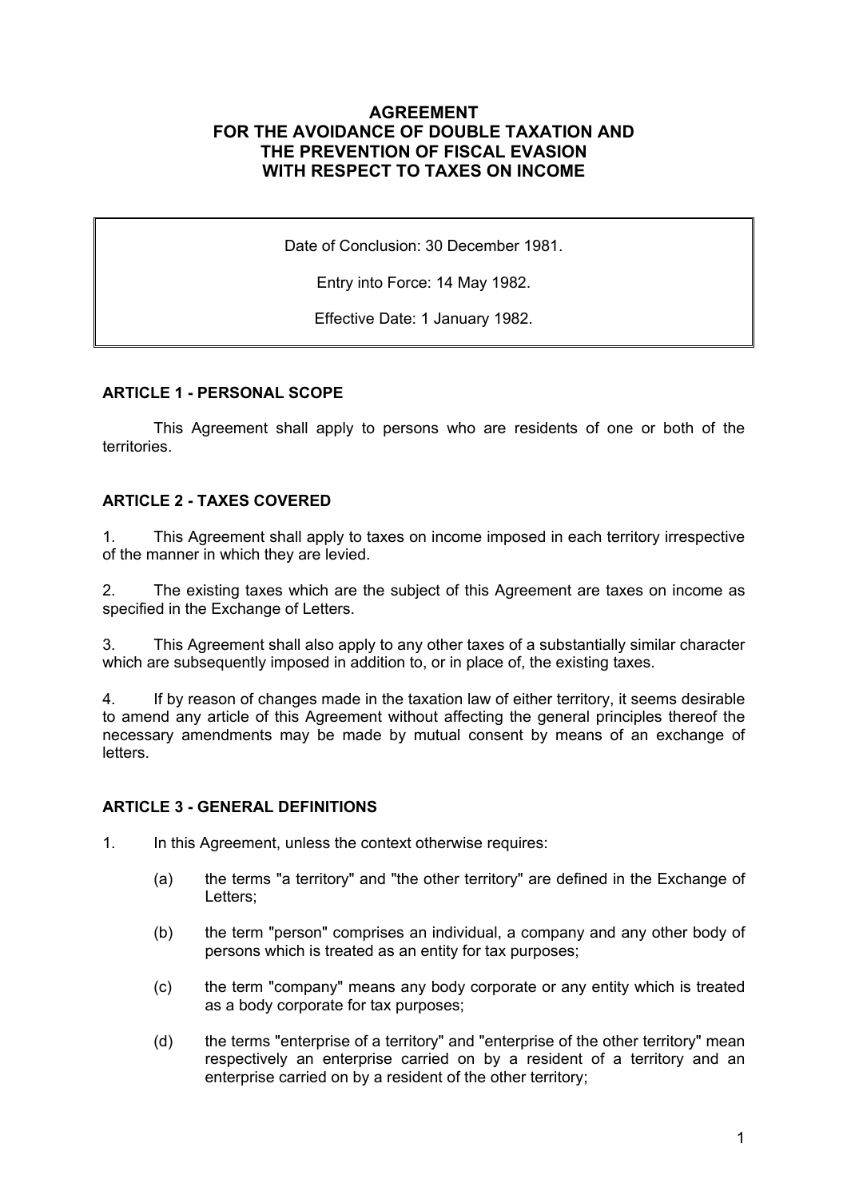# AGREEMENT FOR THE AVOIDANCE OF DOUBLE TAXATION AND THE PREVENTION OF FISCAL EVASION WITH RESPECT TO TAXES ON INCOME

Date of Conclusion: 30 December 1981.

Entry into Force: 14 May 1982.

Effective Date: 1 January 1982.

## ARTICLE 1 - PERSONAL SCOPE

This Agreement shall apply to persons who are residents of one or both of the territories.

## ARTICLE 2 - TAXES COVERED

1. This Agreement shall apply to taxes on income imposed in each territory irrespective of the manner in which they are levied.

2. The existing taxes which are the subject of this Agreement are taxes on income as specified in the Exchange of Letters.

3. This Agreement shall also apply to any other taxes of a substantially similar character which are subsequently imposed in addition to, or in place of, the existing taxes.

4. If by reason of changes made in the taxation law of either territory, it seems desirable to amend any article of this Agreement without affecting the general principles thereof the necessary amendments may be made by mutual consent by means of an exchange of letters.

## ARTICLE 3 - GENERAL DEFINITIONS

1. In this Agreement, unless the context otherwise requires:

   (a) the terms "a territory" and "the other territory" are defined in the Exchange of Letters;

   (b) the term "person" comprises an individual, a company and any other body of persons which is treated as an entity for tax purposes;

   (c) the term "company" means any body corporate or any entity which is treated as a body corporate for tax purposes;

   (d) the terms "enterprise of a territory" and "enterprise of the other territory" mean respectively an enterprise carried on by a resident of a territory and an enterprise carried on by a resident of the other territory;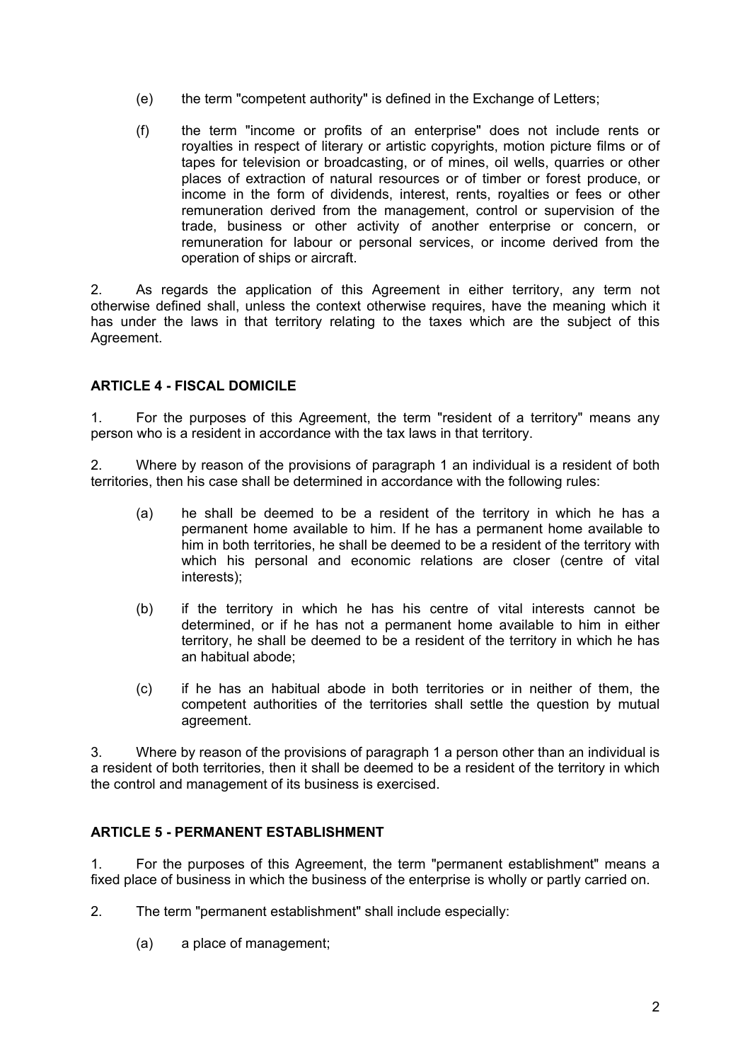(e) the term "competent authority" is defined in the Exchange of Letters;

(f) the term "income or profits of an enterprise" does not include rents or royalties in respect of literary or artistic copyrights, motion picture films or of tapes for television or broadcasting, or of mines, oil wells, quarries or other places of extraction of natural resources or of timber or forest produce, or income in the form of dividends, interest, rents, royalties or fees or other remuneration derived from the management, control or supervision of the trade, business or other activity of another enterprise or concern, or remuneration for labour or personal services, or income derived from the operation of ships or aircraft.

2. As regards the application of this Agreement in either territory, any term not otherwise defined shall, unless the context otherwise requires, have the meaning which it has under the laws in that territory relating to the taxes which are the subject of this Agreement.

## ARTICLE 4 - FISCAL DOMICILE

1. For the purposes of this Agreement, the term "resident of a territory" means any person who is a resident in accordance with the tax laws in that territory.

2. Where by reason of the provisions of paragraph 1 an individual is a resident of both territories, then his case shall be determined in accordance with the following rules:

(a) he shall be deemed to be a resident of the territory in which he has a permanent home available to him. If he has a permanent home available to him in both territories, he shall be deemed to be a resident of the territory with which his personal and economic relations are closer (centre of vital interests);

(b) if the territory in which he has his centre of vital interests cannot be determined, or if he has not a permanent home available to him in either territory, he shall be deemed to be a resident of the territory in which he has an habitual abode;

(c) if he has an habitual abode in both territories or in neither of them, the competent authorities of the territories shall settle the question by mutual agreement.

3. Where by reason of the provisions of paragraph 1 a person other than an individual is a resident of both territories, then it shall be deemed to be a resident of the territory in which the control and management of its business is exercised.

## ARTICLE 5 - PERMANENT ESTABLISHMENT

1. For the purposes of this Agreement, the term "permanent establishment" means a fixed place of business in which the business of the enterprise is wholly or partly carried on.

2. The term "permanent establishment" shall include especially:

(a) a place of management;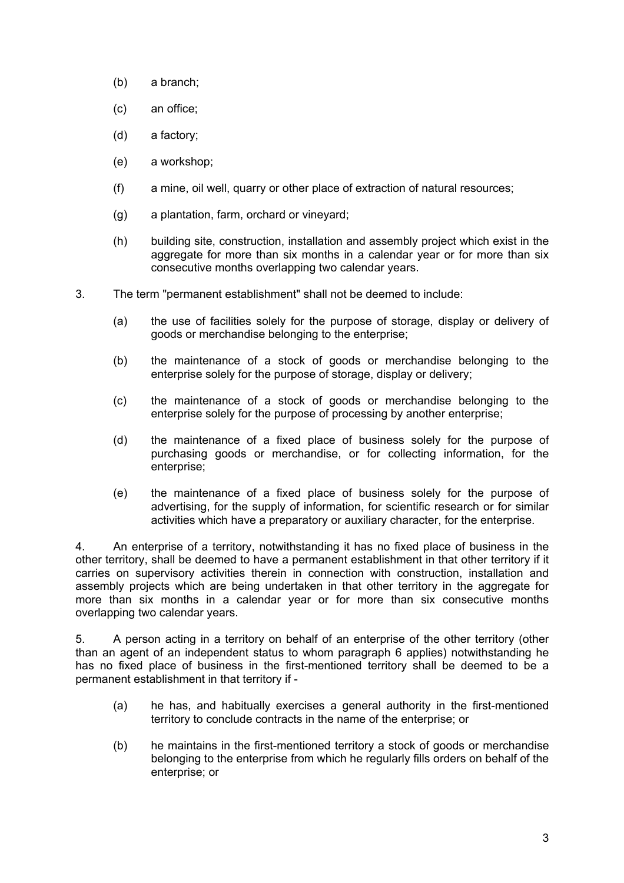(b) a branch;

(c) an office;

(d) a factory;

(e) a workshop;

(f) a mine, oil well, quarry or other place of extraction of natural resources;

(g) a plantation, farm, orchard or vineyard;

(h) building site, construction, installation and assembly project which exist in the aggregate for more than six months in a calendar year or for more than six consecutive months overlapping two calendar years.

3. The term "permanent establishment" shall not be deemed to include:

(a) the use of facilities solely for the purpose of storage, display or delivery of goods or merchandise belonging to the enterprise;

(b) the maintenance of a stock of goods or merchandise belonging to the enterprise solely for the purpose of storage, display or delivery;

(c) the maintenance of a stock of goods or merchandise belonging to the enterprise solely for the purpose of processing by another enterprise;

(d) the maintenance of a fixed place of business solely for the purpose of purchasing goods or merchandise, or for collecting information, for the enterprise;

(e) the maintenance of a fixed place of business solely for the purpose of advertising, for the supply of information, for scientific research or for similar activities which have a preparatory or auxiliary character, for the enterprise.

4. An enterprise of a territory, notwithstanding it has no fixed place of business in the other territory, shall be deemed to have a permanent establishment in that other territory if it carries on supervisory activities therein in connection with construction, installation and assembly projects which are being undertaken in that other territory in the aggregate for more than six months in a calendar year or for more than six consecutive months overlapping two calendar years.

5. A person acting in a territory on behalf of an enterprise of the other territory (other than an agent of an independent status to whom paragraph 6 applies) notwithstanding he has no fixed place of business in the first-mentioned territory shall be deemed to be a permanent establishment in that territory if -

(a) he has, and habitually exercises a general authority in the first-mentioned territory to conclude contracts in the name of the enterprise; or

(b) he maintains in the first-mentioned territory a stock of goods or merchandise belonging to the enterprise from which he regularly fills orders on behalf of the enterprise; or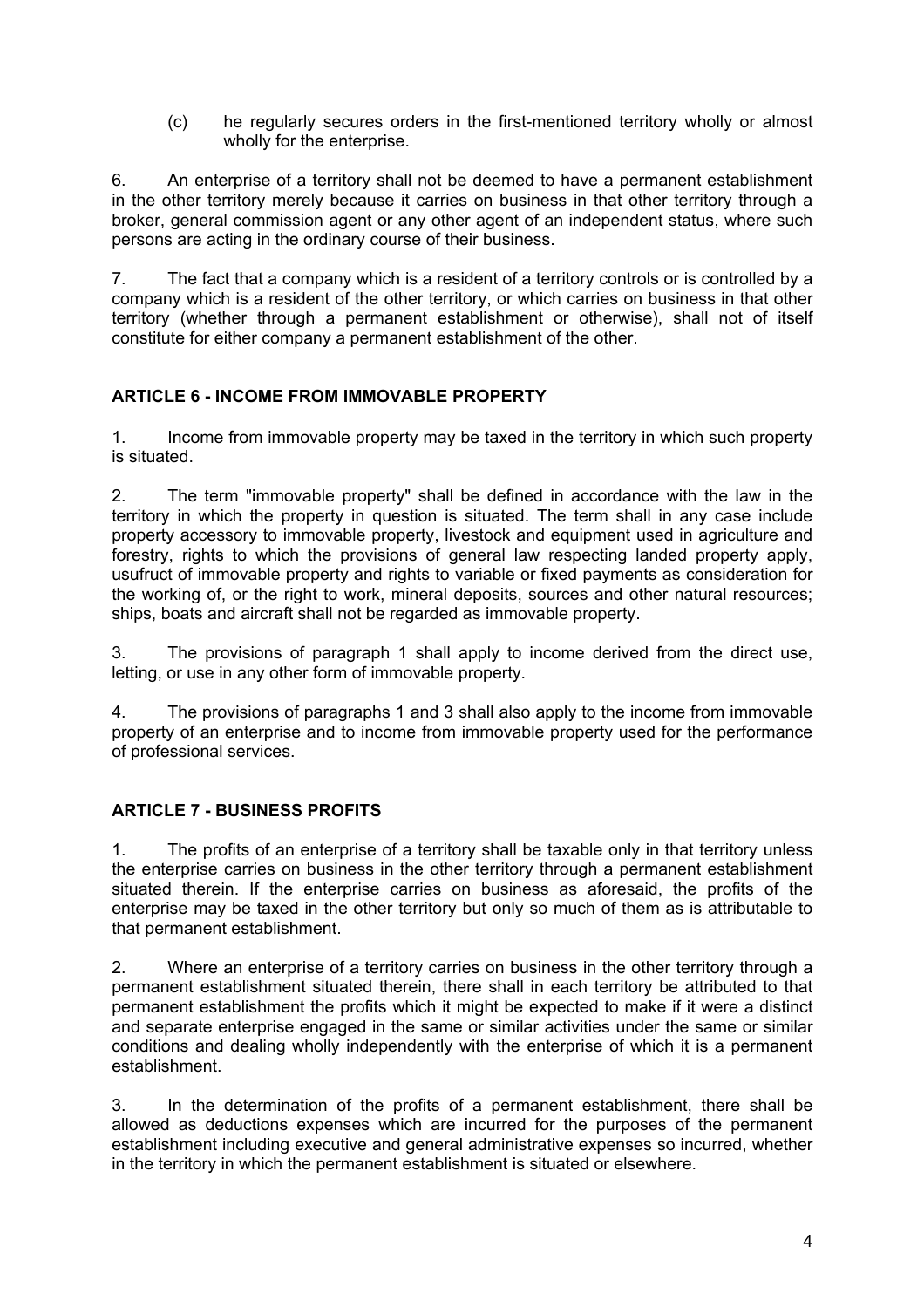(c) he regularly secures orders in the first-mentioned territory wholly or almost wholly for the enterprise.

6. An enterprise of a territory shall not be deemed to have a permanent establishment in the other territory merely because it carries on business in that other territory through a broker, general commission agent or any other agent of an independent status, where such persons are acting in the ordinary course of their business.

7. The fact that a company which is a resident of a territory controls or is controlled by a company which is a resident of the other territory, or which carries on business in that other territory (whether through a permanent establishment or otherwise), shall not of itself constitute for either company a permanent establishment of the other.

## ARTICLE 6 - INCOME FROM IMMOVABLE PROPERTY

1. Income from immovable property may be taxed in the territory in which such property is situated.

2. The term "immovable property" shall be defined in accordance with the law in the territory in which the property in question is situated. The term shall in any case include property accessory to immovable property, livestock and equipment used in agriculture and forestry, rights to which the provisions of general law respecting landed property apply, usufruct of immovable property and rights to variable or fixed payments as consideration for the working of, or the right to work, mineral deposits, sources and other natural resources; ships, boats and aircraft shall not be regarded as immovable property.

3. The provisions of paragraph 1 shall apply to income derived from the direct use, letting, or use in any other form of immovable property.

4. The provisions of paragraphs 1 and 3 shall also apply to the income from immovable property of an enterprise and to income from immovable property used for the performance of professional services.

## ARTICLE 7 - BUSINESS PROFITS

1. The profits of an enterprise of a territory shall be taxable only in that territory unless the enterprise carries on business in the other territory through a permanent establishment situated therein. If the enterprise carries on business as aforesaid, the profits of the enterprise may be taxed in the other territory but only so much of them as is attributable to that permanent establishment.

2. Where an enterprise of a territory carries on business in the other territory through a permanent establishment situated therein, there shall in each territory be attributed to that permanent establishment the profits which it might be expected to make if it were a distinct and separate enterprise engaged in the same or similar activities under the same or similar conditions and dealing wholly independently with the enterprise of which it is a permanent establishment.

3. In the determination of the profits of a permanent establishment, there shall be allowed as deductions expenses which are incurred for the purposes of the permanent establishment including executive and general administrative expenses so incurred, whether in the territory in which the permanent establishment is situated or elsewhere.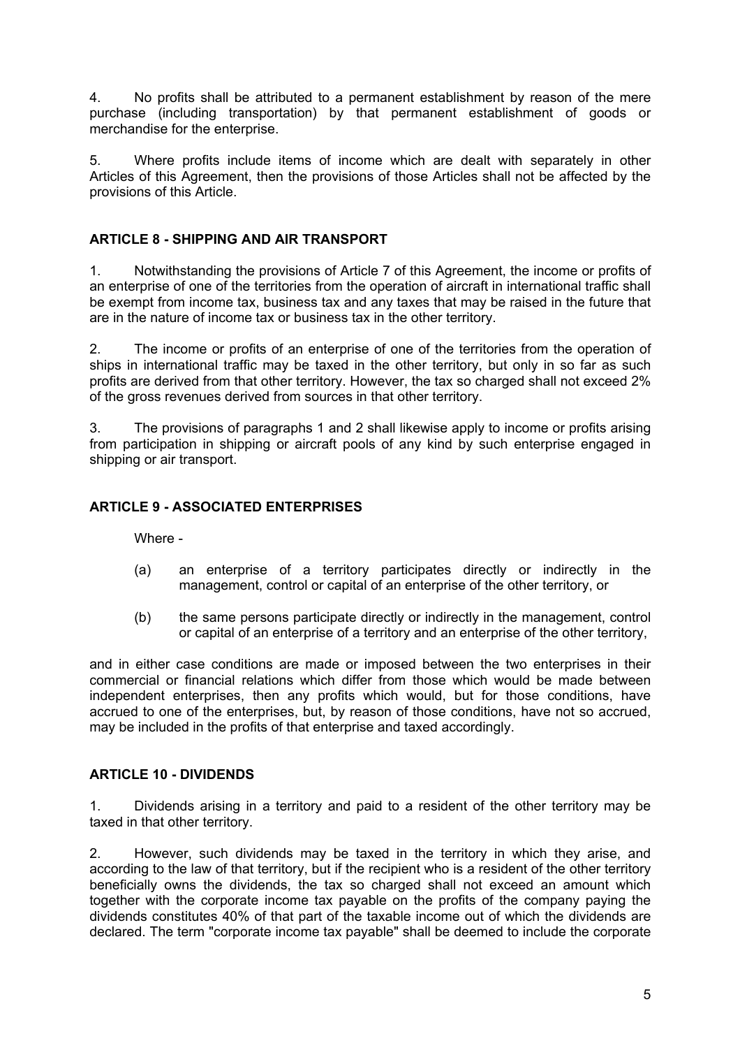4. No profits shall be attributed to a permanent establishment by reason of the mere purchase (including transportation) by that permanent establishment of goods or merchandise for the enterprise.

5. Where profits include items of income which are dealt with separately in other Articles of this Agreement, then the provisions of those Articles shall not be affected by the provisions of this Article.

## ARTICLE 8 - SHIPPING AND AIR TRANSPORT

1. Notwithstanding the provisions of Article 7 of this Agreement, the income or profits of an enterprise of one of the territories from the operation of aircraft in international traffic shall be exempt from income tax, business tax and any taxes that may be raised in the future that are in the nature of income tax or business tax in the other territory.

2. The income or profits of an enterprise of one of the territories from the operation of ships in international traffic may be taxed in the other territory, but only in so far as such profits are derived from that other territory. However, the tax so charged shall not exceed 2% of the gross revenues derived from sources in that other territory.

3. The provisions of paragraphs 1 and 2 shall likewise apply to income or profits arising from participation in shipping or aircraft pools of any kind by such enterprise engaged in shipping or air transport.

## ARTICLE 9 - ASSOCIATED ENTERPRISES

Where -

(a) an enterprise of a territory participates directly or indirectly in the management, control or capital of an enterprise of the other territory, or

(b) the same persons participate directly or indirectly in the management, control or capital of an enterprise of a territory and an enterprise of the other territory,

and in either case conditions are made or imposed between the two enterprises in their commercial or financial relations which differ from those which would be made between independent enterprises, then any profits which would, but for those conditions, have accrued to one of the enterprises, but, by reason of those conditions, have not so accrued, may be included in the profits of that enterprise and taxed accordingly.

## ARTICLE 10 - DIVIDENDS

1. Dividends arising in a territory and paid to a resident of the other territory may be taxed in that other territory.

2. However, such dividends may be taxed in the territory in which they arise, and according to the law of that territory, but if the recipient who is a resident of the other territory beneficially owns the dividends, the tax so charged shall not exceed an amount which together with the corporate income tax payable on the profits of the company paying the dividends constitutes 40% of that part of the taxable income out of which the dividends are declared. The term "corporate income tax payable" shall be deemed to include the corporate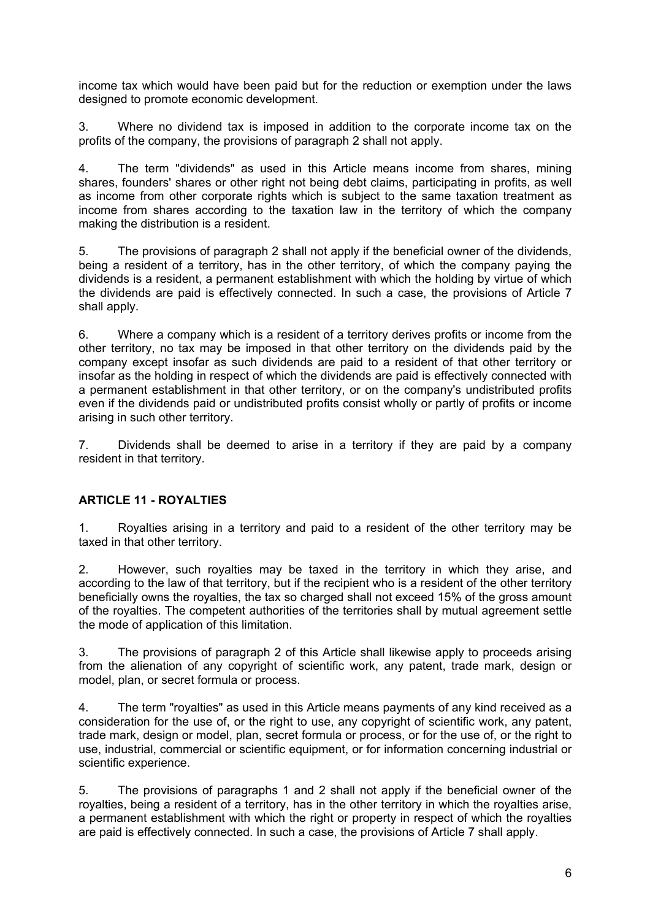income tax which would have been paid but for the reduction or exemption under the laws designed to promote economic development.

3. Where no dividend tax is imposed in addition to the corporate income tax on the profits of the company, the provisions of paragraph 2 shall not apply.

4. The term "dividends" as used in this Article means income from shares, mining shares, founders' shares or other right not being debt claims, participating in profits, as well as income from other corporate rights which is subject to the same taxation treatment as income from shares according to the taxation law in the territory of which the company making the distribution is a resident.

5. The provisions of paragraph 2 shall not apply if the beneficial owner of the dividends, being a resident of a territory, has in the other territory, of which the company paying the dividends is a resident, a permanent establishment with which the holding by virtue of which the dividends are paid is effectively connected. In such a case, the provisions of Article 7 shall apply.

6. Where a company which is a resident of a territory derives profits or income from the other territory, no tax may be imposed in that other territory on the dividends paid by the company except insofar as such dividends are paid to a resident of that other territory or insofar as the holding in respect of which the dividends are paid is effectively connected with a permanent establishment in that other territory, or on the company's undistributed profits even if the dividends paid or undistributed profits consist wholly or partly of profits or income arising in such other territory.

7. Dividends shall be deemed to arise in a territory if they are paid by a company resident in that territory.

## ARTICLE 11 - ROYALTIES

1. Royalties arising in a territory and paid to a resident of the other territory may be taxed in that other territory.

2. However, such royalties may be taxed in the territory in which they arise, and according to the law of that territory, but if the recipient who is a resident of the other territory beneficially owns the royalties, the tax so charged shall not exceed 15% of the gross amount of the royalties. The competent authorities of the territories shall by mutual agreement settle the mode of application of this limitation.

3. The provisions of paragraph 2 of this Article shall likewise apply to proceeds arising from the alienation of any copyright of scientific work, any patent, trade mark, design or model, plan, or secret formula or process.

4. The term "royalties" as used in this Article means payments of any kind received as a consideration for the use of, or the right to use, any copyright of scientific work, any patent, trade mark, design or model, plan, secret formula or process, or for the use of, or the right to use, industrial, commercial or scientific equipment, or for information concerning industrial or scientific experience.

5. The provisions of paragraphs 1 and 2 shall not apply if the beneficial owner of the royalties, being a resident of a territory, has in the other territory in which the royalties arise, a permanent establishment with which the right or property in respect of which the royalties are paid is effectively connected. In such a case, the provisions of Article 7 shall apply.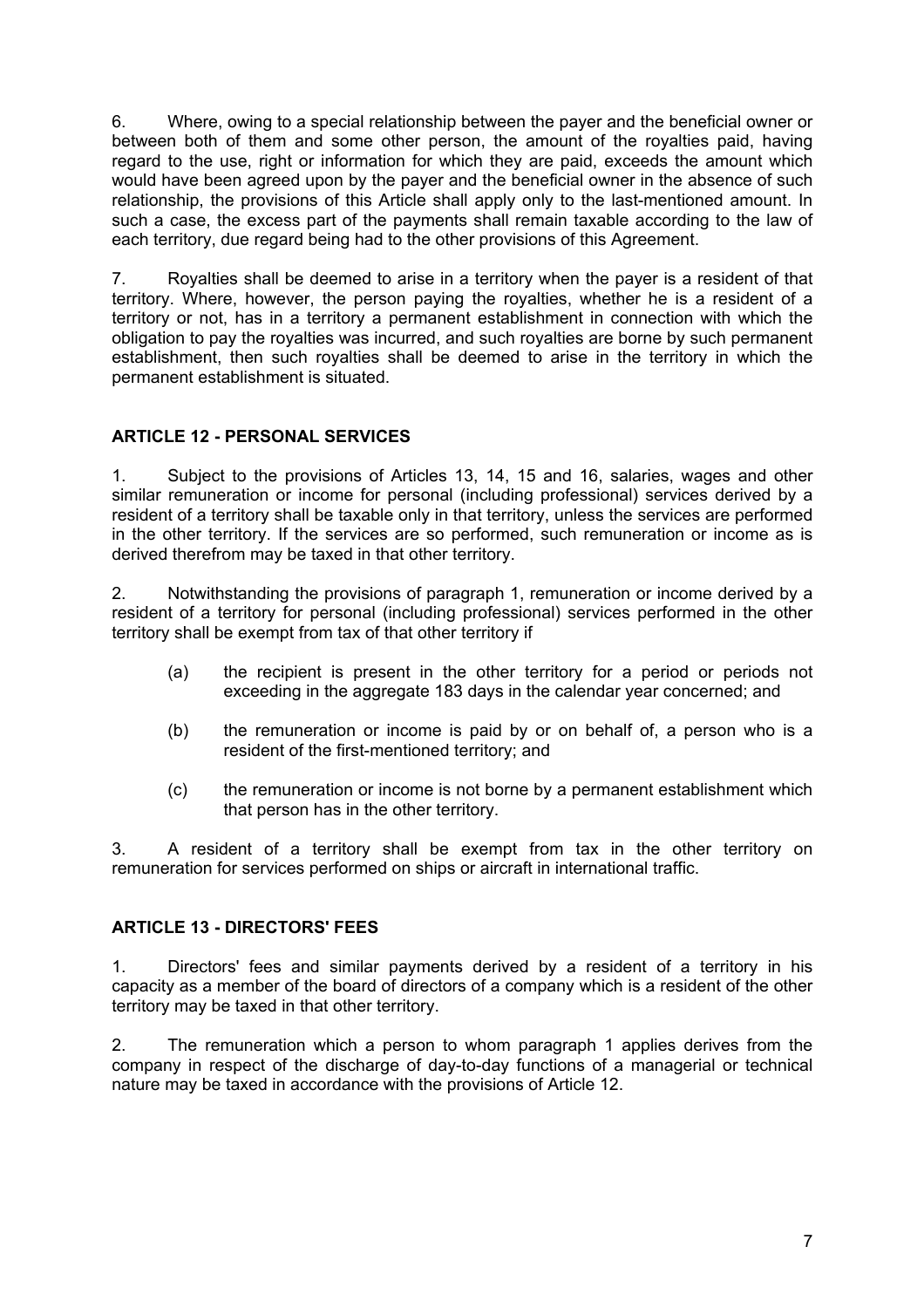6. Where, owing to a special relationship between the payer and the beneficial owner or between both of them and some other person, the amount of the royalties paid, having regard to the use, right or information for which they are paid, exceeds the amount which would have been agreed upon by the payer and the beneficial owner in the absence of such relationship, the provisions of this Article shall apply only to the last-mentioned amount. In such a case, the excess part of the payments shall remain taxable according to the law of each territory, due regard being had to the other provisions of this Agreement.

7. Royalties shall be deemed to arise in a territory when the payer is a resident of that territory. Where, however, the person paying the royalties, whether he is a resident of a territory or not, has in a territory a permanent establishment in connection with which the obligation to pay the royalties was incurred, and such royalties are borne by such permanent establishment, then such royalties shall be deemed to arise in the territory in which the permanent establishment is situated.

## ARTICLE 12 - PERSONAL SERVICES

1. Subject to the provisions of Articles 13, 14, 15 and 16, salaries, wages and other similar remuneration or income for personal (including professional) services derived by a resident of a territory shall be taxable only in that territory, unless the services are performed in the other territory. If the services are so performed, such remuneration or income as is derived therefrom may be taxed in that other territory.

2. Notwithstanding the provisions of paragraph 1, remuneration or income derived by a resident of a territory for personal (including professional) services performed in the other territory shall be exempt from tax of that other territory if

   (a) the recipient is present in the other territory for a period or periods not exceeding in the aggregate 183 days in the calendar year concerned; and

   (b) the remuneration or income is paid by or on behalf of, a person who is a resident of the first-mentioned territory; and

   (c) the remuneration or income is not borne by a permanent establishment which that person has in the other territory.

3. A resident of a territory shall be exempt from tax in the other territory on remuneration for services performed on ships or aircraft in international traffic.

## ARTICLE 13 - DIRECTORS' FEES

1. Directors' fees and similar payments derived by a resident of a territory in his capacity as a member of the board of directors of a company which is a resident of the other territory may be taxed in that other territory.

2. The remuneration which a person to whom paragraph 1 applies derives from the company in respect of the discharge of day-to-day functions of a managerial or technical nature may be taxed in accordance with the provisions of Article 12.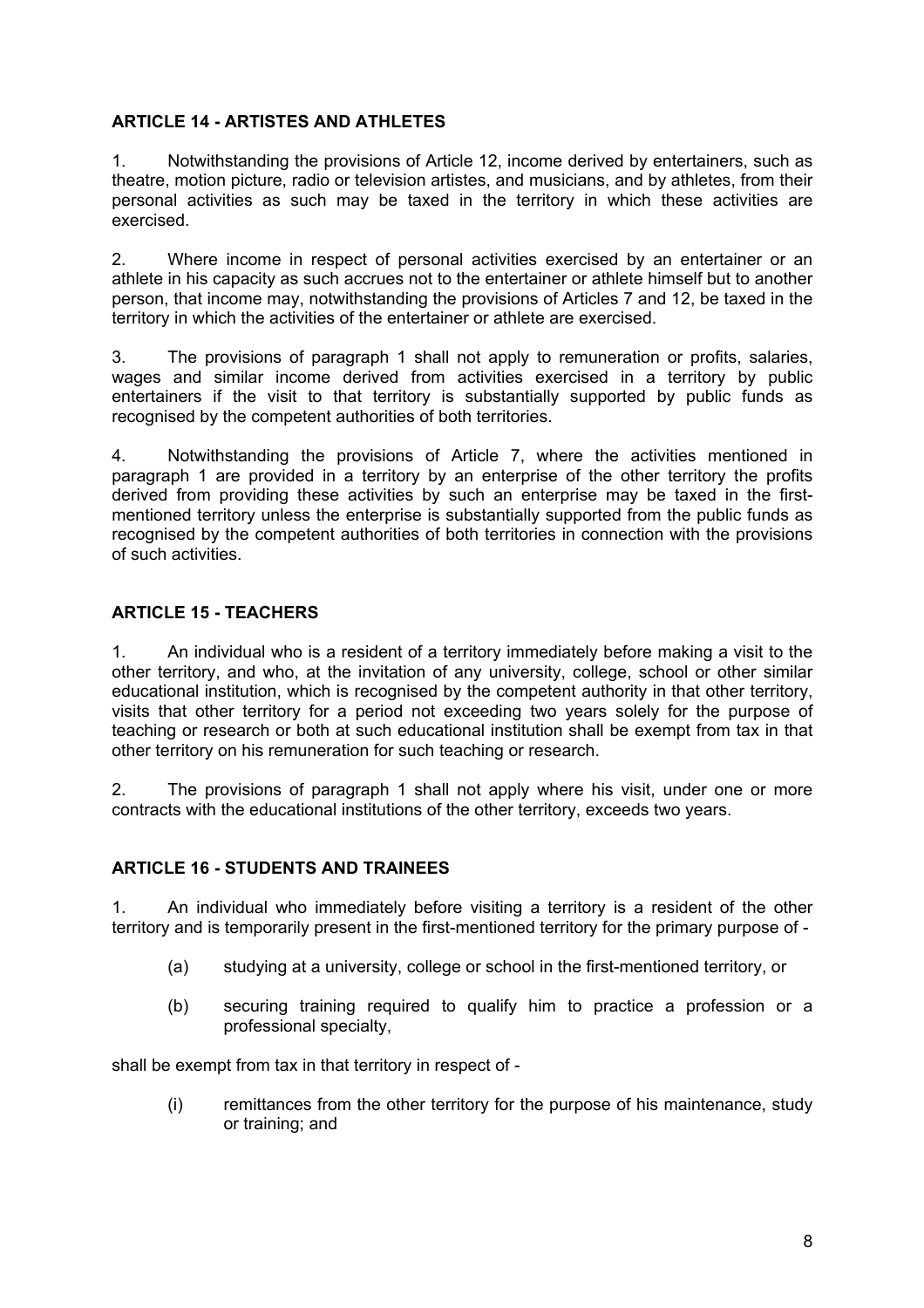### ARTICLE 14 - ARTISTES AND ATHLETES

1. Notwithstanding the provisions of Article 12, income derived by entertainers, such as theatre, motion picture, radio or television artistes, and musicians, and by athletes, from their personal activities as such may be taxed in the territory in which these activities are exercised.

2. Where income in respect of personal activities exercised by an entertainer or an athlete in his capacity as such accrues not to the entertainer or athlete himself but to another person, that income may, notwithstanding the provisions of Articles 7 and 12, be taxed in the territory in which the activities of the entertainer or athlete are exercised.

3. The provisions of paragraph 1 shall not apply to remuneration or profits, salaries, wages and similar income derived from activities exercised in a territory by public entertainers if the visit to that territory is substantially supported by public funds as recognised by the competent authorities of both territories.

4. Notwithstanding the provisions of Article 7, where the activities mentioned in paragraph 1 are provided in a territory by an enterprise of the other territory the profits derived from providing these activities by such an enterprise may be taxed in the first-mentioned territory unless the enterprise is substantially supported from the public funds as recognised by the competent authorities of both territories in connection with the provisions of such activities.

### ARTICLE 15 - TEACHERS

1. An individual who is a resident of a territory immediately before making a visit to the other territory, and who, at the invitation of any university, college, school or other similar educational institution, which is recognised by the competent authority in that other territory, visits that other territory for a period not exceeding two years solely for the purpose of teaching or research or both at such educational institution shall be exempt from tax in that other territory on his remuneration for such teaching or research.

2. The provisions of paragraph 1 shall not apply where his visit, under one or more contracts with the educational institutions of the other territory, exceeds two years.

### ARTICLE 16 - STUDENTS AND TRAINEES

1. An individual who immediately before visiting a territory is a resident of the other territory and is temporarily present in the first-mentioned territory for the primary purpose of -

   (a) studying at a university, college or school in the first-mentioned territory, or

   (b) securing training required to qualify him to practice a profession or a professional specialty,

shall be exempt from tax in that territory in respect of -

   (i) remittances from the other territory for the purpose of his maintenance, study or training; and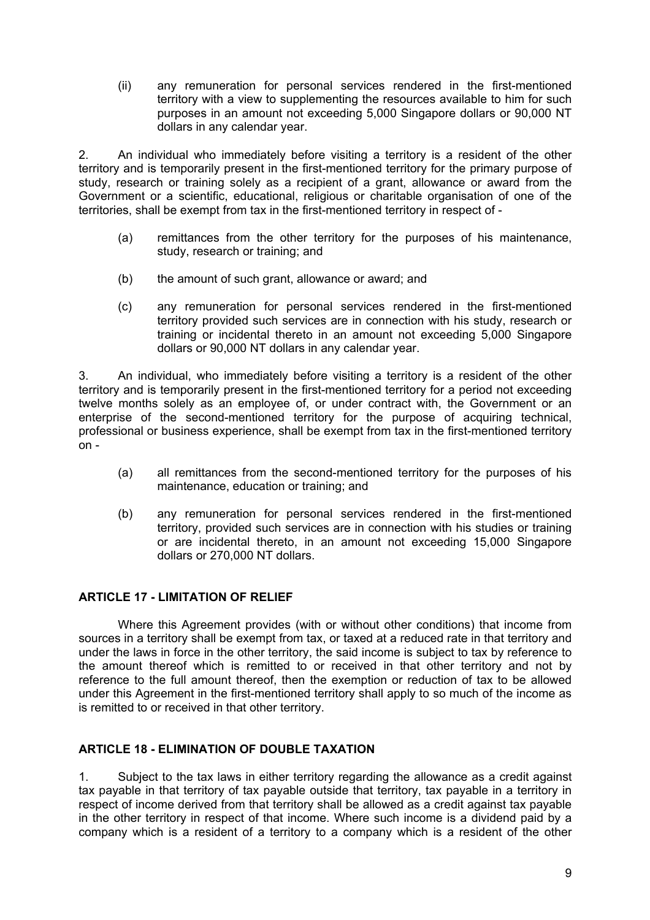(ii) any remuneration for personal services rendered in the first-mentioned territory with a view to supplementing the resources available to him for such purposes in an amount not exceeding 5,000 Singapore dollars or 90,000 NT dollars in any calendar year.

2. An individual who immediately before visiting a territory is a resident of the other territory and is temporarily present in the first-mentioned territory for the primary purpose of study, research or training solely as a recipient of a grant, allowance or award from the Government or a scientific, educational, religious or charitable organisation of one of the territories, shall be exempt from tax in the first-mentioned territory in respect of -

(a) remittances from the other territory for the purposes of his maintenance, study, research or training; and

(b) the amount of such grant, allowance or award; and

(c) any remuneration for personal services rendered in the first-mentioned territory provided such services are in connection with his study, research or training or incidental thereto in an amount not exceeding 5,000 Singapore dollars or 90,000 NT dollars in any calendar year.

3. An individual, who immediately before visiting a territory is a resident of the other territory and is temporarily present in the first-mentioned territory for a period not exceeding twelve months solely as an employee of, or under contract with, the Government or an enterprise of the second-mentioned territory for the purpose of acquiring technical, professional or business experience, shall be exempt from tax in the first-mentioned territory on -

(a) all remittances from the second-mentioned territory for the purposes of his maintenance, education or training; and

(b) any remuneration for personal services rendered in the first-mentioned territory, provided such services are in connection with his studies or training or are incidental thereto, in an amount not exceeding 15,000 Singapore dollars or 270,000 NT dollars.

## ARTICLE 17 - LIMITATION OF RELIEF

Where this Agreement provides (with or without other conditions) that income from sources in a territory shall be exempt from tax, or taxed at a reduced rate in that territory and under the laws in force in the other territory, the said income is subject to tax by reference to the amount thereof which is remitted to or received in that other territory and not by reference to the full amount thereof, then the exemption or reduction of tax to be allowed under this Agreement in the first-mentioned territory shall apply to so much of the income as is remitted to or received in that other territory.

## ARTICLE 18 - ELIMINATION OF DOUBLE TAXATION

1. Subject to the tax laws in either territory regarding the allowance as a credit against tax payable in that territory of tax payable outside that territory, tax payable in a territory in respect of income derived from that territory shall be allowed as a credit against tax payable in the other territory in respect of that income. Where such income is a dividend paid by a company which is a resident of a territory to a company which is a resident of the other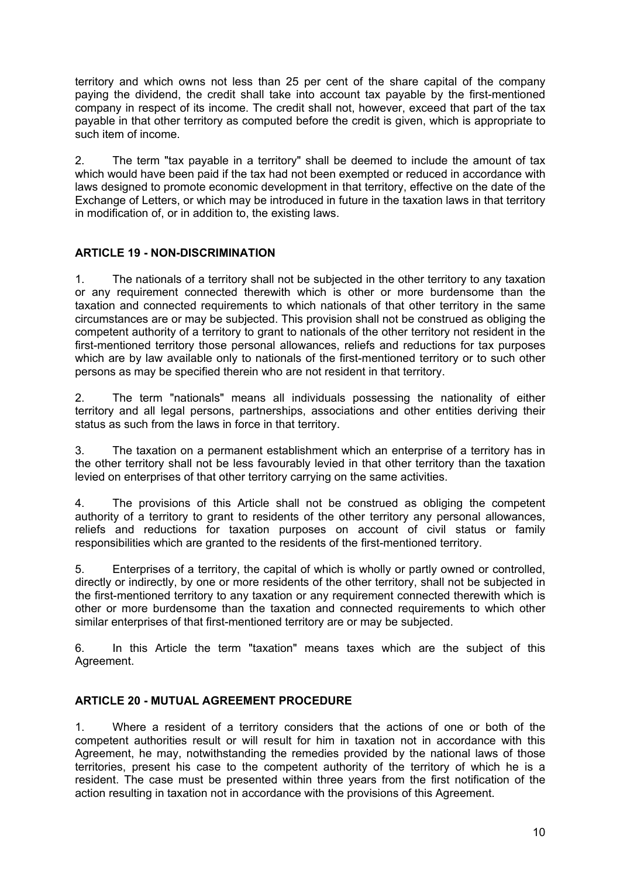territory and which owns not less than 25 per cent of the share capital of the company paying the dividend, the credit shall take into account tax payable by the first-mentioned company in respect of its income. The credit shall not, however, exceed that part of the tax payable in that other territory as computed before the credit is given, which is appropriate to such item of income.

2. The term "tax payable in a territory" shall be deemed to include the amount of tax which would have been paid if the tax had not been exempted or reduced in accordance with laws designed to promote economic development in that territory, effective on the date of the Exchange of Letters, or which may be introduced in future in the taxation laws in that territory in modification of, or in addition to, the existing laws.

## ARTICLE 19 - NON-DISCRIMINATION

1. The nationals of a territory shall not be subjected in the other territory to any taxation or any requirement connected therewith which is other or more burdensome than the taxation and connected requirements to which nationals of that other territory in the same circumstances are or may be subjected. This provision shall not be construed as obliging the competent authority of a territory to grant to nationals of the other territory not resident in the first-mentioned territory those personal allowances, reliefs and reductions for tax purposes which are by law available only to nationals of the first-mentioned territory or to such other persons as may be specified therein who are not resident in that territory.

2. The term "nationals" means all individuals possessing the nationality of either territory and all legal persons, partnerships, associations and other entities deriving their status as such from the laws in force in that territory.

3. The taxation on a permanent establishment which an enterprise of a territory has in the other territory shall not be less favourably levied in that other territory than the taxation levied on enterprises of that other territory carrying on the same activities.

4. The provisions of this Article shall not be construed as obliging the competent authority of a territory to grant to residents of the other territory any personal allowances, reliefs and reductions for taxation purposes on account of civil status or family responsibilities which are granted to the residents of the first-mentioned territory.

5. Enterprises of a territory, the capital of which is wholly or partly owned or controlled, directly or indirectly, by one or more residents of the other territory, shall not be subjected in the first-mentioned territory to any taxation or any requirement connected therewith which is other or more burdensome than the taxation and connected requirements to which other similar enterprises of that first-mentioned territory are or may be subjected.

6. In this Article the term "taxation" means taxes which are the subject of this Agreement.

## ARTICLE 20 - MUTUAL AGREEMENT PROCEDURE

1. Where a resident of a territory considers that the actions of one or both of the competent authorities result or will result for him in taxation not in accordance with this Agreement, he may, notwithstanding the remedies provided by the national laws of those territories, present his case to the competent authority of the territory of which he is a resident. The case must be presented within three years from the first notification of the action resulting in taxation not in accordance with the provisions of this Agreement.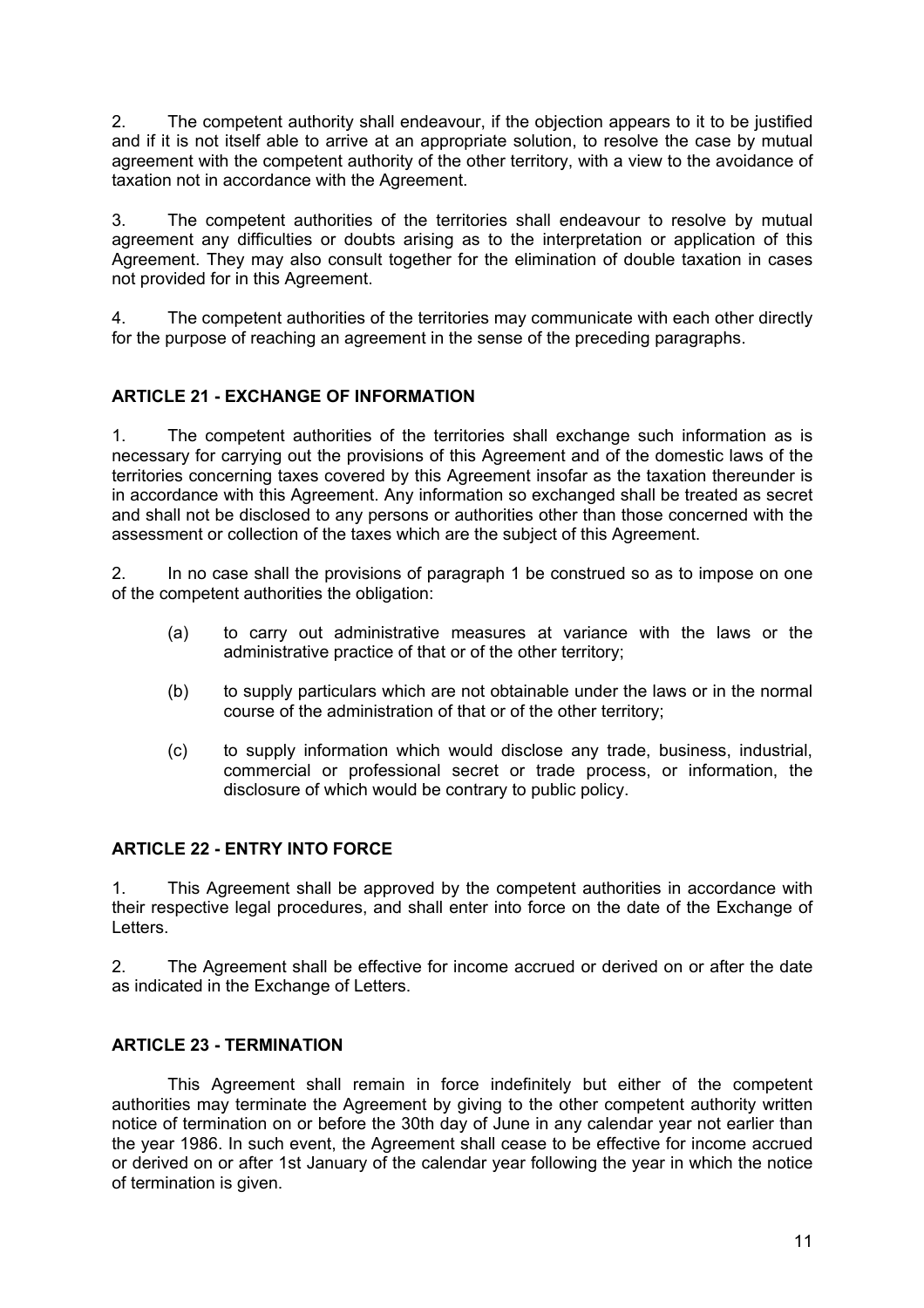2. The competent authority shall endeavour, if the objection appears to it to be justified and if it is not itself able to arrive at an appropriate solution, to resolve the case by mutual agreement with the competent authority of the other territory, with a view to the avoidance of taxation not in accordance with the Agreement.

3. The competent authorities of the territories shall endeavour to resolve by mutual agreement any difficulties or doubts arising as to the interpretation or application of this Agreement. They may also consult together for the elimination of double taxation in cases not provided for in this Agreement.

4. The competent authorities of the territories may communicate with each other directly for the purpose of reaching an agreement in the sense of the preceding paragraphs.

### ARTICLE 21 - EXCHANGE OF INFORMATION

1. The competent authorities of the territories shall exchange such information as is necessary for carrying out the provisions of this Agreement and of the domestic laws of the territories concerning taxes covered by this Agreement insofar as the taxation thereunder is in accordance with this Agreement. Any information so exchanged shall be treated as secret and shall not be disclosed to any persons or authorities other than those concerned with the assessment or collection of the taxes which are the subject of this Agreement.

2. In no case shall the provisions of paragraph 1 be construed so as to impose on one of the competent authorities the obligation:

(a) to carry out administrative measures at variance with the laws or the administrative practice of that or of the other territory;

(b) to supply particulars which are not obtainable under the laws or in the normal course of the administration of that or of the other territory;

(c) to supply information which would disclose any trade, business, industrial, commercial or professional secret or trade process, or information, the disclosure of which would be contrary to public policy.

### ARTICLE 22 - ENTRY INTO FORCE

1. This Agreement shall be approved by the competent authorities in accordance with their respective legal procedures, and shall enter into force on the date of the Exchange of Letters.

2. The Agreement shall be effective for income accrued or derived on or after the date as indicated in the Exchange of Letters.

### ARTICLE 23 - TERMINATION

This Agreement shall remain in force indefinitely but either of the competent authorities may terminate the Agreement by giving to the other competent authority written notice of termination on or before the 30th day of June in any calendar year not earlier than the year 1986. In such event, the Agreement shall cease to be effective for income accrued or derived on or after 1st January of the calendar year following the year in which the notice of termination is given.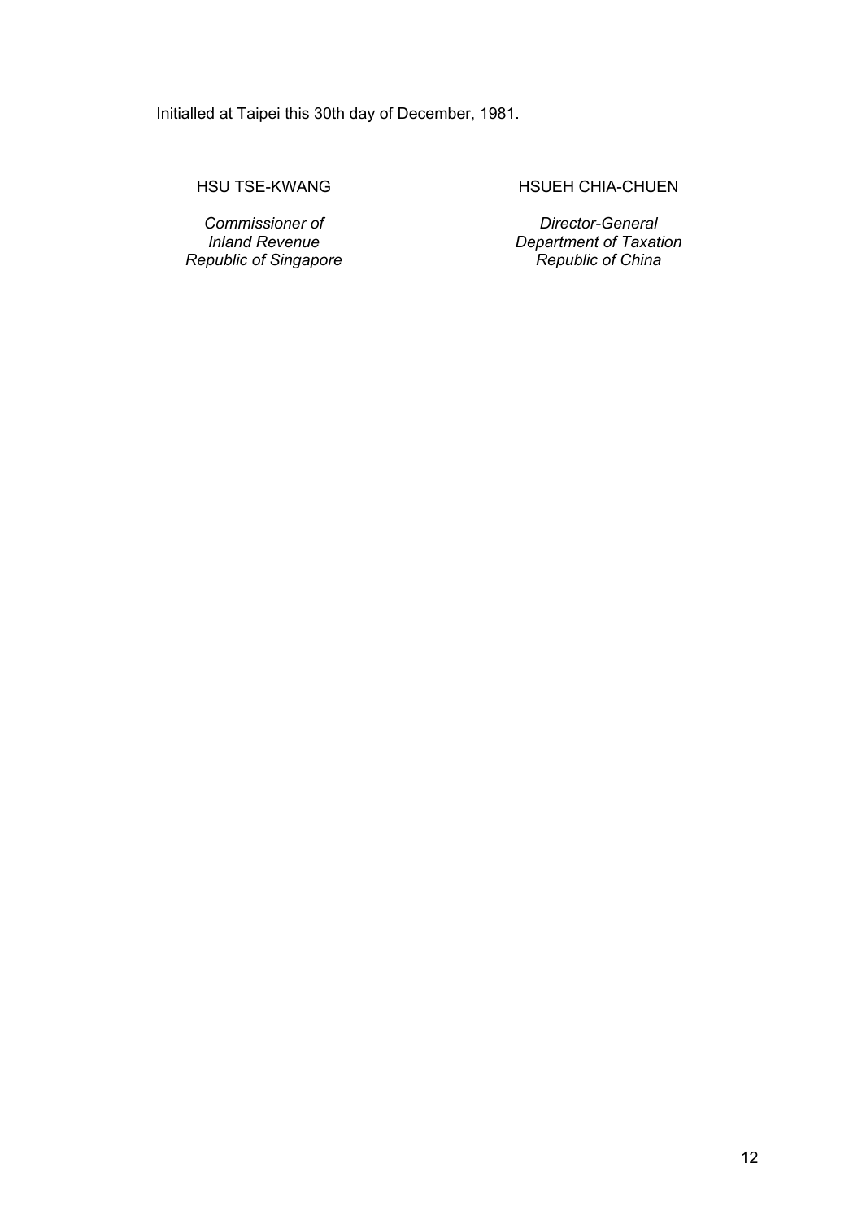Initialled at Taipei this 30th day of December, 1981.

| HSU TSE-KWANG | HSUEH CHIA-CHUEN |
|---|---|
| *Commissioner of Inland Revenue Republic of Singapore* | *Director-General Department of Taxation Republic of China* |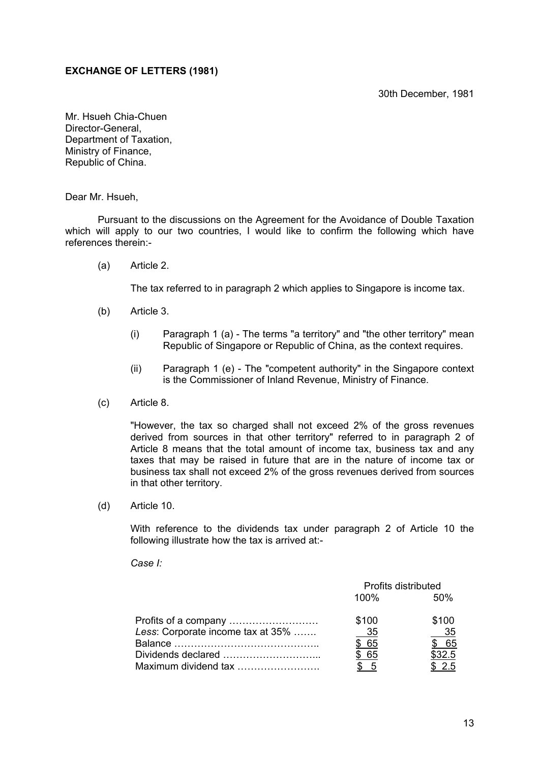**EXCHANGE OF LETTERS (1981)**

30th December, 1981

Mr. Hsueh Chia-Chuen
Director-General,
Department of Taxation,
Ministry of Finance,
Republic of China.

Dear Mr. Hsueh,

Pursuant to the discussions on the Agreement for the Avoidance of Double Taxation which will apply to our two countries, I would like to confirm the following which have references therein:-

(a) Article 2.

The tax referred to in paragraph 2 which applies to Singapore is income tax.

(b) Article 3.

(i) Paragraph 1 (a) - The terms "a territory" and "the other territory" mean Republic of Singapore or Republic of China, as the context requires.

(ii) Paragraph 1 (e) - The "competent authority" in the Singapore context is the Commissioner of Inland Revenue, Ministry of Finance.

(c) Article 8.

"However, the tax so charged shall not exceed 2% of the gross revenues derived from sources in that other territory" referred to in paragraph 2 of Article 8 means that the total amount of income tax, business tax and any taxes that may be raised in future that are in the nature of income tax or business tax shall not exceed 2% of the gross revenues derived from sources in that other territory.

(d) Article 10.

With reference to the dividends tax under paragraph 2 of Article 10 the following illustrate how the tax is arrived at:-

*Case I:*

| | Profits distributed | |
|---|---|---|
| | 100% | 50% |
| Profits of a company ……………………… | $100 | $100 |
| *Less*: Corporate income tax at 35% ……. | 35 | 35 |
| Balance …………………………………….. | $ 65 | $ 65 |
| Dividends declared ………………………... | $ 65 | $32.5 |
| Maximum dividend tax ……………………. | $ 5 | $ 2.5 |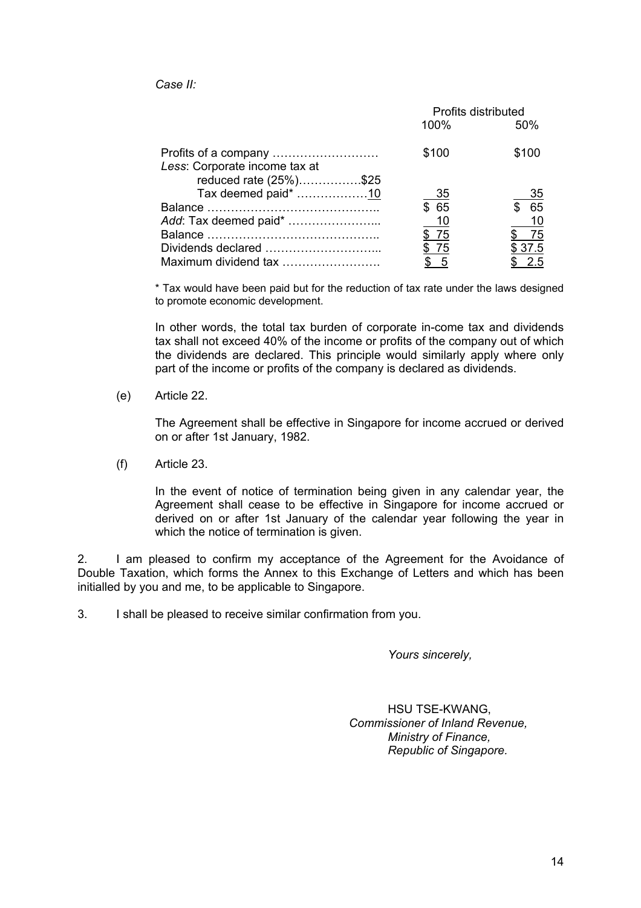*Case II:*

| | Profits distributed | |
|---|---|---|
| | 100% | 50% |
| Profits of a company ……………………… | \$100 | \$100 |
| *Less*: Corporate income tax at | | |
| reduced rate (25%)…………….\$25 | | |
| Tax deemed paid* ………………10 | 35 | 35 |
| Balance …………………………………….. | \$ 65 | \$ 65 |
| *Add*: Tax deemed paid* …………………... | 10 | 10 |
| Balance …………………………………….. | \$ 75 | \$ 75 |
| Dividends declared ………….…………….. | \$ 75 | \$ 37.5 |
| Maximum dividend tax ……………………. | \$ 5 | \$ 2.5 |

\* Tax would have been paid but for the reduction of tax rate under the laws designed to promote economic development.

In other words, the total tax burden of corporate in-come tax and dividends tax shall not exceed 40% of the income or profits of the company out of which the dividends are declared. This principle would similarly apply where only part of the income or profits of the company is declared as dividends.

(e) Article 22.

The Agreement shall be effective in Singapore for income accrued or derived on or after 1st January, 1982.

(f) Article 23.

In the event of notice of termination being given in any calendar year, the Agreement shall cease to be effective in Singapore for income accrued or derived on or after 1st January of the calendar year following the year in which the notice of termination is given.

2. I am pleased to confirm my acceptance of the Agreement for the Avoidance of Double Taxation, which forms the Annex to this Exchange of Letters and which has been initialled by you and me, to be applicable to Singapore.

3. I shall be pleased to receive similar confirmation from you.

*Yours sincerely,*

HSU TSE-KWANG,
*Commissioner of Inland Revenue,*
*Ministry of Finance,*
*Republic of Singapore.*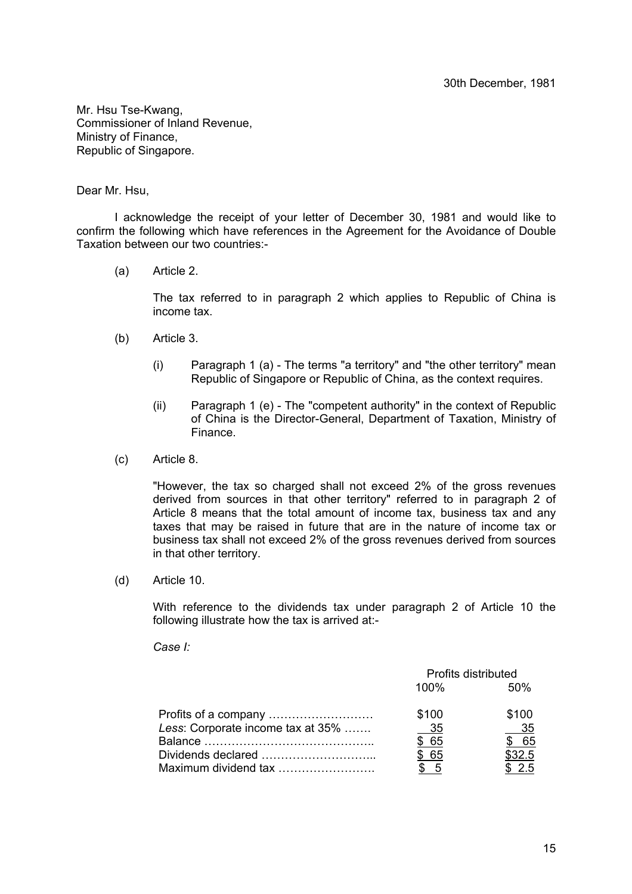30th December, 1981

Mr. Hsu Tse-Kwang,
Commissioner of Inland Revenue,
Ministry of Finance,
Republic of Singapore.

Dear Mr. Hsu,

I acknowledge the receipt of your letter of December 30, 1981 and would like to confirm the following which have references in the Agreement for the Avoidance of Double Taxation between our two countries:-

(a) Article 2.

The tax referred to in paragraph 2 which applies to Republic of China is income tax.

(b) Article 3.

(i) Paragraph 1 (a) - The terms "a territory" and "the other territory" mean Republic of Singapore or Republic of China, as the context requires.

(ii) Paragraph 1 (e) - The "competent authority" in the context of Republic of China is the Director-General, Department of Taxation, Ministry of Finance.

(c) Article 8.

"However, the tax so charged shall not exceed 2% of the gross revenues derived from sources in that other territory" referred to in paragraph 2 of Article 8 means that the total amount of income tax, business tax and any taxes that may be raised in future that are in the nature of income tax or business tax shall not exceed 2% of the gross revenues derived from sources in that other territory.

(d) Article 10.

With reference to the dividends tax under paragraph 2 of Article 10 the following illustrate how the tax is arrived at:-

*Case I:*

| | Profits distributed | |
|---|---|---|
| | 100% | 50% |
| Profits of a company ……………………… | \$100 | \$100 |
| *Less*: Corporate income tax at 35% ……. | 35 | 35 |
| Balance …………………………………….. | \$ 65 | \$ 65 |
| Dividends declared ………………………... | \$ 65 | \$32.5 |
| Maximum dividend tax ……………………. | \$ 5 | \$ 2.5 |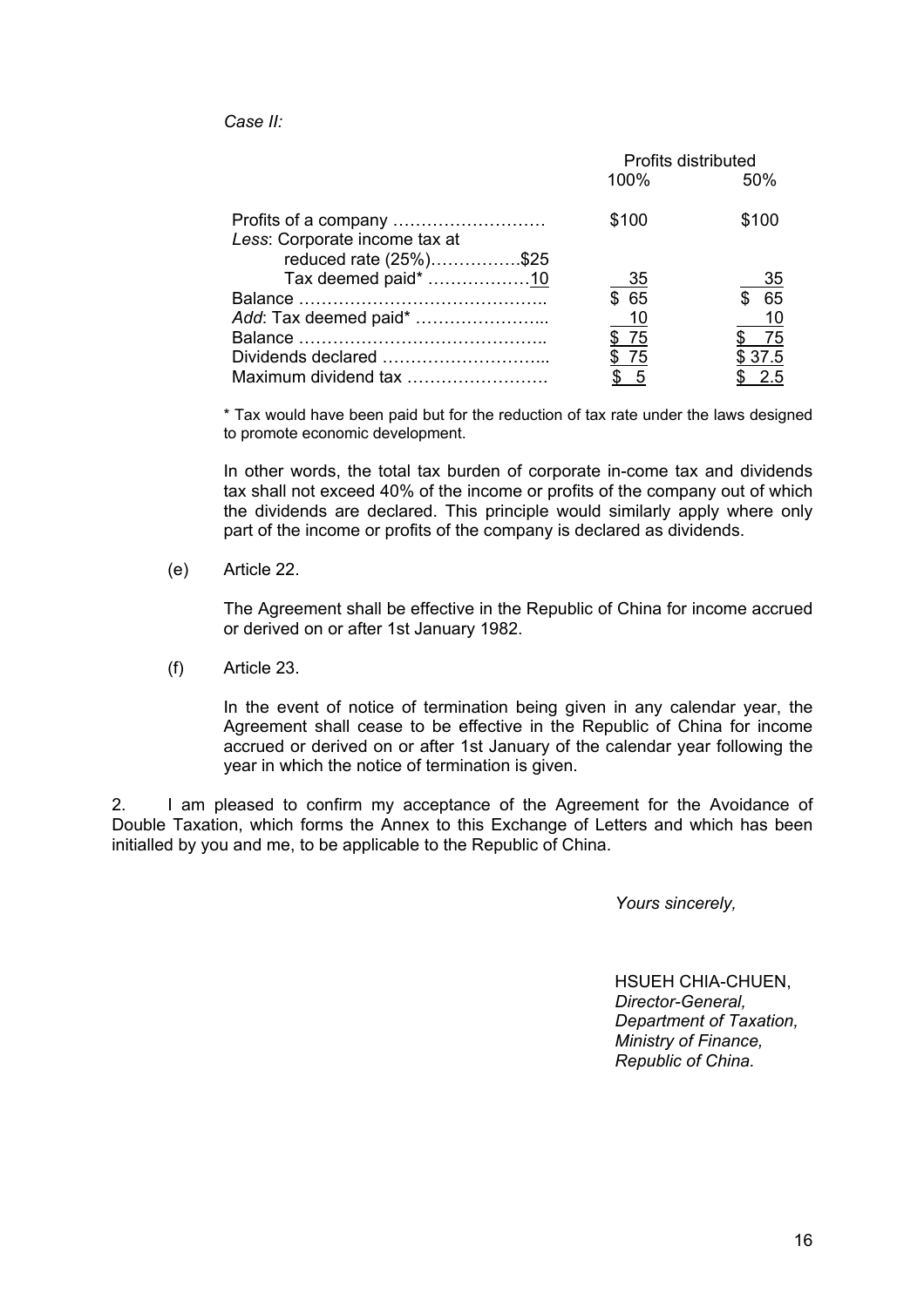*Case II:*

| | Profits distributed | |
|---|---|---|
| | 100% | 50% |
| Profits of a company ……………………… | \$100 | \$100 |
| *Less*: Corporate income tax at reduced rate (25%)…………….\$25 | | |
| Tax deemed paid* ………………10 | 35 | 35 |
| Balance …………………………………….. | \$ 65 | \$ 65 |
| *Add*: Tax deemed paid* …………………... | 10 | 10 |
| Balance …………………………………….. | \$ 75 | \$ 75 |
| Dividends declared ………….…………….. | \$ 75 | \$ 37.5 |
| Maximum dividend tax ……………………. | \$ 5 | \$ 2.5 |

\* Tax would have been paid but for the reduction of tax rate under the laws designed to promote economic development.

In other words, the total tax burden of corporate in-come tax and dividends tax shall not exceed 40% of the income or profits of the company out of which the dividends are declared. This principle would similarly apply where only part of the income or profits of the company is declared as dividends.

(e) Article 22.

The Agreement shall be effective in the Republic of China for income accrued or derived on or after 1st January 1982.

(f) Article 23.

In the event of notice of termination being given in any calendar year, the Agreement shall cease to be effective in the Republic of China for income accrued or derived on or after 1st January of the calendar year following the year in which the notice of termination is given.

2. I am pleased to confirm my acceptance of the Agreement for the Avoidance of Double Taxation, which forms the Annex to this Exchange of Letters and which has been initialled by you and me, to be applicable to the Republic of China.

*Yours sincerely,*

HSUEH CHIA-CHUEN,
*Director-General,*
*Department of Taxation,*
*Ministry of Finance,*
*Republic of China.*